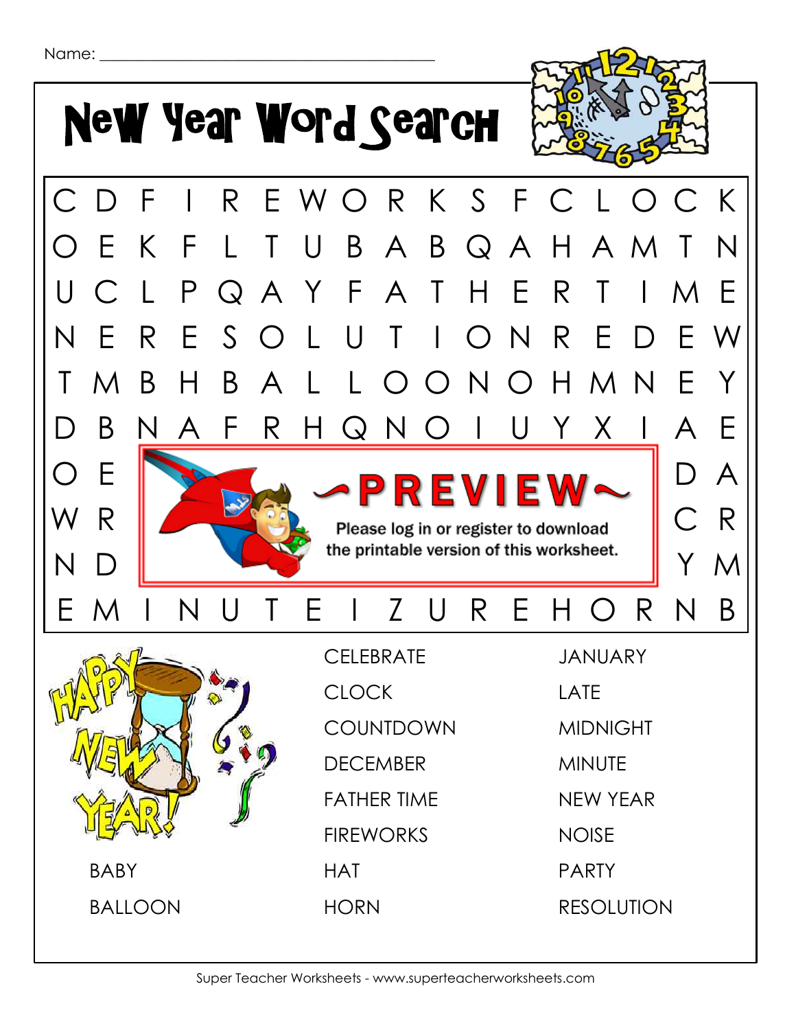Name: ___________________________________________

# New Year Word Search

| | | | | | | | | | | | | | | | | |
|---|---|---|---|---|---|---|---|---|---|---|---|---|---|---|---|---|
| C | D | F | I | R | E | W | O | R | K | S | F | C | L | O | C | K |
| O | E | K | F | L | T | U | B | A | B | Q | A | H | A | M | T | N |
| U | C | L | P | Q | A | Y | F | A | T | H | E | R | T | I | M | E |
| N | E | R | E | S | O | L | U | T | I | O | N | R | E | D | E | W |
| T | M | B | H | B | A | L | L | O | O | N | O | H | M | N | E | Y |
| D | B | N | A | F | R | H | Q | N | O | I | U | Y | X | I | A | E |
| O | E | | | | | | | | | | | | | | D | A |
| W | R | | | | | | | | | | | | | | C | R |
| N | D | | | | | | | | | | | | | | Y | M |
| E | M | I | N | U | T | E | I | Z | U | R | E | H | O | R | N | B |

~PREVIEW~

Please log in or register to download the printable version of this worksheet.

BABY

BALLOON

CELEBRATE

CLOCK

COUNTDOWN

DECEMBER

FATHER TIME

FIREWORKS

HAT

HORN

JANUARY

LATE

MIDNIGHT

MINUTE

NEW YEAR

NOISE

PARTY

RESOLUTION

Super Teacher Worksheets - www.superteacherworksheets.com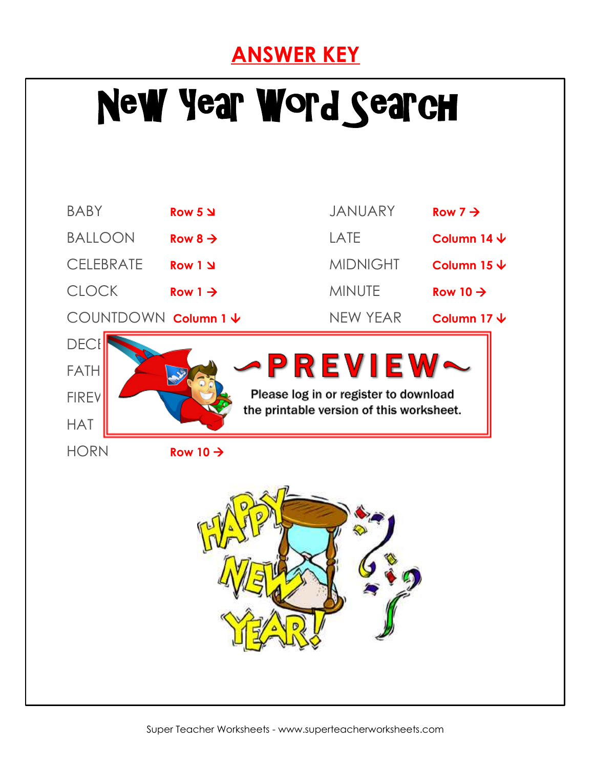**ANSWER KEY**

# New Year Word Search

| | | | |
|---|---|---|---|
| BABY | Row 5 ↘ | JANUARY | Row 7 → |
| BALLOON | Row 8 → | LATE | Column 14 ↓ |
| CELEBRATE | Row 1 ↘ | MIDNIGHT | Column 15 ↓ |
| CLOCK | Row 1 → | MINUTE | Row 10 → |
| COUNTDOWN | Column 1 ↓ | NEW YEAR | Column 17 ↓ |
| DECE | | | |
| FATH | | | |
| FIREV | | | |
| HAT | | | |
| HORN | Row 10 → | | |

~PREVIEW~

Please log in or register to download the printable version of this worksheet.

Super Teacher Worksheets - www.superteacherworksheets.com